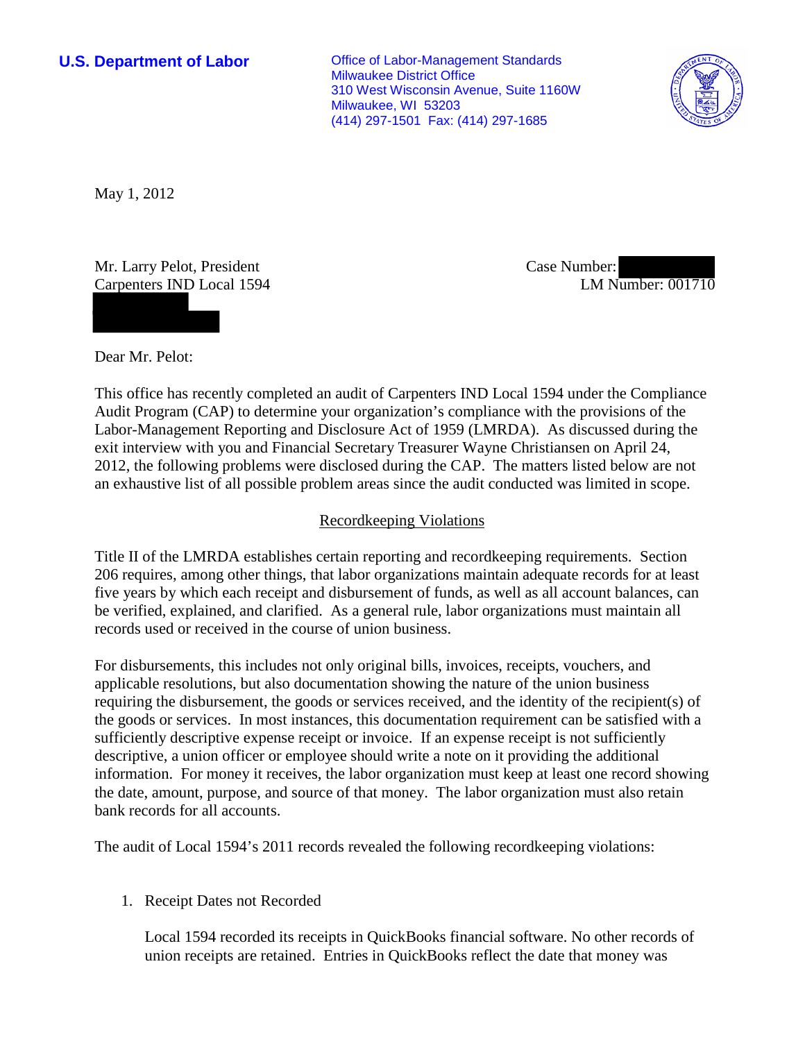**U.S. Department of Labor**

Office of Labor-Management Standards
Milwaukee District Office
310 West Wisconsin Avenue, Suite 1160W
Milwaukee, WI 53203
(414) 297-1501 Fax: (414) 297-1685

May 1, 2012

Mr. Larry Pelot, President
Carpenters IND Local 1594

Case Number:
LM Number: 001710

Dear Mr. Pelot:

This office has recently completed an audit of Carpenters IND Local 1594 under the Compliance Audit Program (CAP) to determine your organization's compliance with the provisions of the Labor-Management Reporting and Disclosure Act of 1959 (LMRDA). As discussed during the exit interview with you and Financial Secretary Treasurer Wayne Christiansen on April 24, 2012, the following problems were disclosed during the CAP. The matters listed below are not an exhaustive list of all possible problem areas since the audit conducted was limited in scope.

## Recordkeeping Violations

Title II of the LMRDA establishes certain reporting and recordkeeping requirements. Section 206 requires, among other things, that labor organizations maintain adequate records for at least five years by which each receipt and disbursement of funds, as well as all account balances, can be verified, explained, and clarified. As a general rule, labor organizations must maintain all records used or received in the course of union business.

For disbursements, this includes not only original bills, invoices, receipts, vouchers, and applicable resolutions, but also documentation showing the nature of the union business requiring the disbursement, the goods or services received, and the identity of the recipient(s) of the goods or services. In most instances, this documentation requirement can be satisfied with a sufficiently descriptive expense receipt or invoice. If an expense receipt is not sufficiently descriptive, a union officer or employee should write a note on it providing the additional information. For money it receives, the labor organization must keep at least one record showing the date, amount, purpose, and source of that money. The labor organization must also retain bank records for all accounts.

The audit of Local 1594's 2011 records revealed the following recordkeeping violations:

1. Receipt Dates not Recorded

   Local 1594 recorded its receipts in QuickBooks financial software. No other records of union receipts are retained. Entries in QuickBooks reflect the date that money was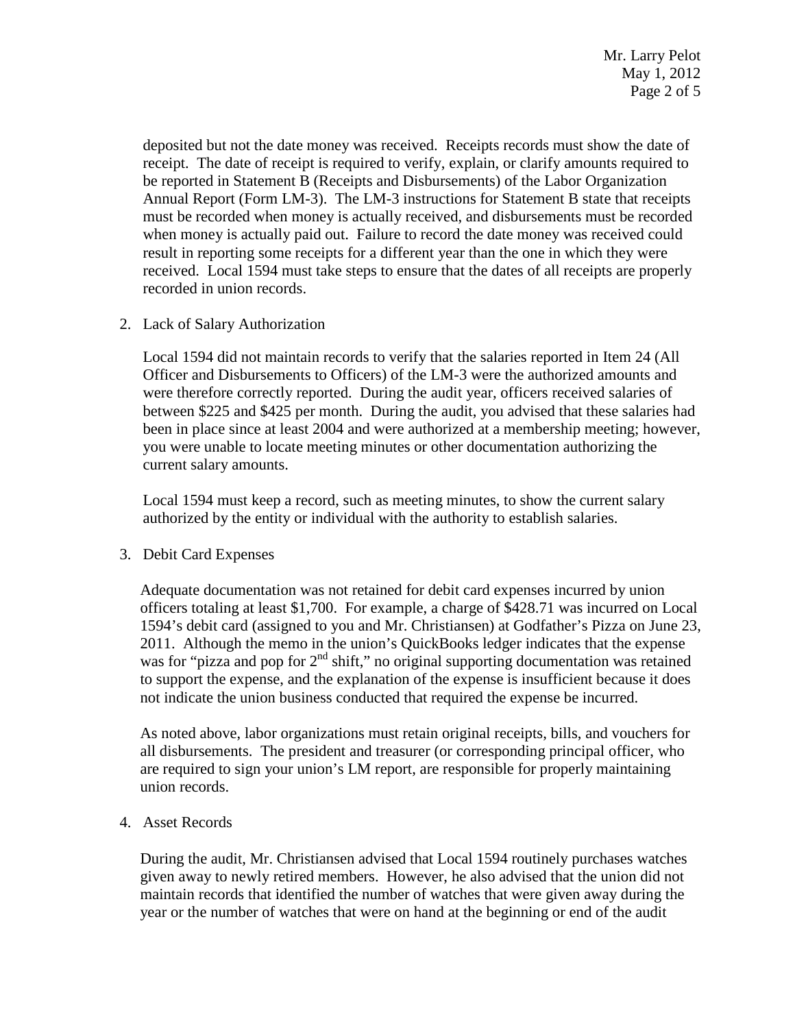deposited but not the date money was received. Receipts records must show the date of receipt. The date of receipt is required to verify, explain, or clarify amounts required to be reported in Statement B (Receipts and Disbursements) of the Labor Organization Annual Report (Form LM-3). The LM-3 instructions for Statement B state that receipts must be recorded when money is actually received, and disbursements must be recorded when money is actually paid out. Failure to record the date money was received could result in reporting some receipts for a different year than the one in which they were received. Local 1594 must take steps to ensure that the dates of all receipts are properly recorded in union records.

2. Lack of Salary Authorization

   Local 1594 did not maintain records to verify that the salaries reported in Item 24 (All Officer and Disbursements to Officers) of the LM-3 were the authorized amounts and were therefore correctly reported. During the audit year, officers received salaries of between $225 and $425 per month. During the audit, you advised that these salaries had been in place since at least 2004 and were authorized at a membership meeting; however, you were unable to locate meeting minutes or other documentation authorizing the current salary amounts.

   Local 1594 must keep a record, such as meeting minutes, to show the current salary authorized by the entity or individual with the authority to establish salaries.

3. Debit Card Expenses

   Adequate documentation was not retained for debit card expenses incurred by union officers totaling at least $1,700. For example, a charge of $428.71 was incurred on Local 1594's debit card (assigned to you and Mr. Christiansen) at Godfather's Pizza on June 23, 2011. Although the memo in the union's QuickBooks ledger indicates that the expense was for "pizza and pop for 2nd shift," no original supporting documentation was retained to support the expense, and the explanation of the expense is insufficient because it does not indicate the union business conducted that required the expense be incurred.

   As noted above, labor organizations must retain original receipts, bills, and vouchers for all disbursements. The president and treasurer (or corresponding principal officer, who are required to sign your union's LM report, are responsible for properly maintaining union records.

4. Asset Records

   During the audit, Mr. Christiansen advised that Local 1594 routinely purchases watches given away to newly retired members. However, he also advised that the union did not maintain records that identified the number of watches that were given away during the year or the number of watches that were on hand at the beginning or end of the audit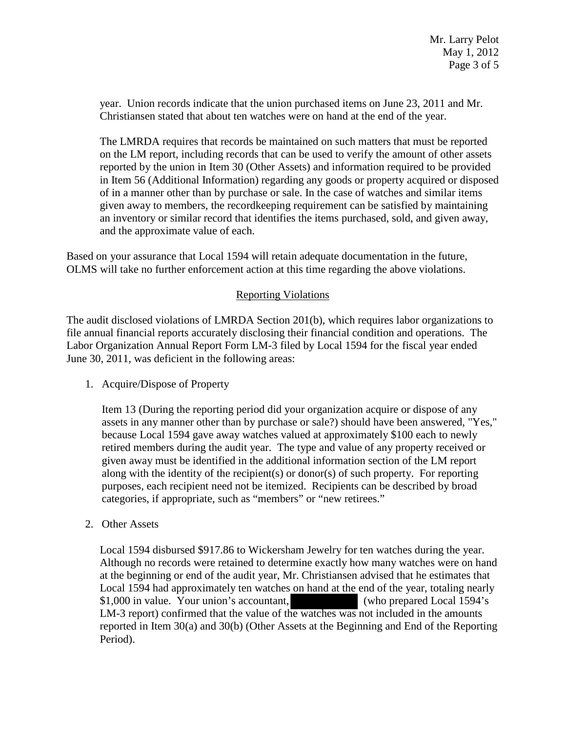year. Union records indicate that the union purchased items on June 23, 2011 and Mr. Christiansen stated that about ten watches were on hand at the end of the year.

The LMRDA requires that records be maintained on such matters that must be reported on the LM report, including records that can be used to verify the amount of other assets reported by the union in Item 30 (Other Assets) and information required to be provided in Item 56 (Additional Information) regarding any goods or property acquired or disposed of in a manner other than by purchase or sale. In the case of watches and similar items given away to members, the recordkeeping requirement can be satisfied by maintaining an inventory or similar record that identifies the items purchased, sold, and given away, and the approximate value of each.

Based on your assurance that Local 1594 will retain adequate documentation in the future, OLMS will take no further enforcement action at this time regarding the above violations.

## Reporting Violations

The audit disclosed violations of LMRDA Section 201(b), which requires labor organizations to file annual financial reports accurately disclosing their financial condition and operations. The Labor Organization Annual Report Form LM-3 filed by Local 1594 for the fiscal year ended June 30, 2011, was deficient in the following areas:

1. Acquire/Dispose of Property

   Item 13 (During the reporting period did your organization acquire or dispose of any assets in any manner other than by purchase or sale?) should have been answered, "Yes," because Local 1594 gave away watches valued at approximately $100 each to newly retired members during the audit year. The type and value of any property received or given away must be identified in the additional information section of the LM report along with the identity of the recipient(s) or donor(s) of such property. For reporting purposes, each recipient need not be itemized. Recipients can be described by broad categories, if appropriate, such as "members" or "new retirees."

2. Other Assets

   Local 1594 disbursed $917.86 to Wickersham Jewelry for ten watches during the year. Although no records were retained to determine exactly how many watches were on hand at the beginning or end of the audit year, Mr. Christiansen advised that he estimates that Local 1594 had approximately ten watches on hand at the end of the year, totaling nearly $1,000 in value. Your union's accountant, ██████████ (who prepared Local 1594's LM-3 report) confirmed that the value of the watches was not included in the amounts reported in Item 30(a) and 30(b) (Other Assets at the Beginning and End of the Reporting Period).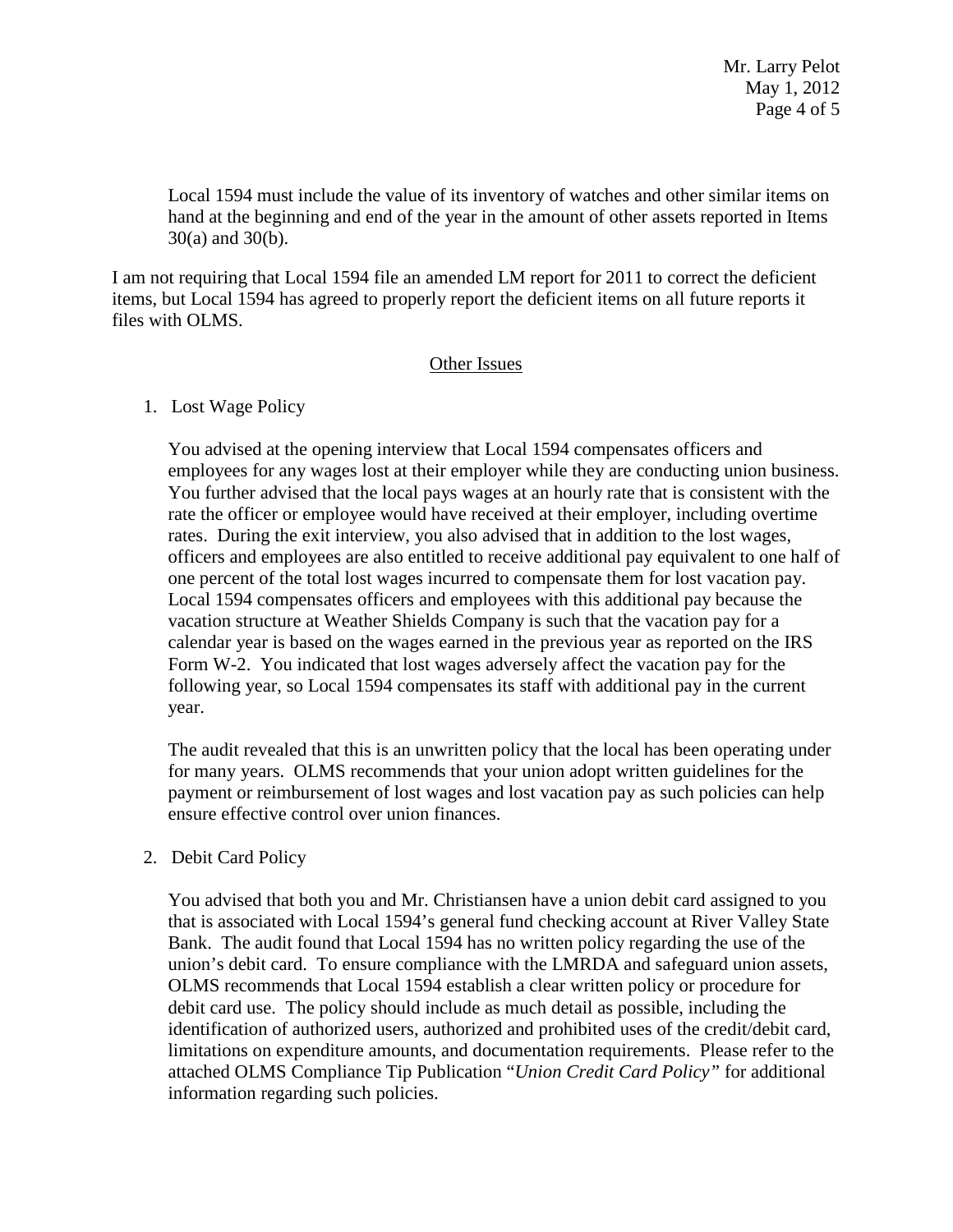Local 1594 must include the value of its inventory of watches and other similar items on hand at the beginning and end of the year in the amount of other assets reported in Items 30(a) and 30(b).

I am not requiring that Local 1594 file an amended LM report for 2011 to correct the deficient items, but Local 1594 has agreed to properly report the deficient items on all future reports it files with OLMS.

## Other Issues

1. Lost Wage Policy

   You advised at the opening interview that Local 1594 compensates officers and employees for any wages lost at their employer while they are conducting union business. You further advised that the local pays wages at an hourly rate that is consistent with the rate the officer or employee would have received at their employer, including overtime rates. During the exit interview, you also advised that in addition to the lost wages, officers and employees are also entitled to receive additional pay equivalent to one half of one percent of the total lost wages incurred to compensate them for lost vacation pay. Local 1594 compensates officers and employees with this additional pay because the vacation structure at Weather Shields Company is such that the vacation pay for a calendar year is based on the wages earned in the previous year as reported on the IRS Form W-2. You indicated that lost wages adversely affect the vacation pay for the following year, so Local 1594 compensates its staff with additional pay in the current year.

   The audit revealed that this is an unwritten policy that the local has been operating under for many years. OLMS recommends that your union adopt written guidelines for the payment or reimbursement of lost wages and lost vacation pay as such policies can help ensure effective control over union finances.

2. Debit Card Policy

   You advised that both you and Mr. Christiansen have a union debit card assigned to you that is associated with Local 1594's general fund checking account at River Valley State Bank. The audit found that Local 1594 has no written policy regarding the use of the union's debit card. To ensure compliance with the LMRDA and safeguard union assets, OLMS recommends that Local 1594 establish a clear written policy or procedure for debit card use. The policy should include as much detail as possible, including the identification of authorized users, authorized and prohibited uses of the credit/debit card, limitations on expenditure amounts, and documentation requirements. Please refer to the attached OLMS Compliance Tip Publication "*Union Credit Card Policy*" for additional information regarding such policies.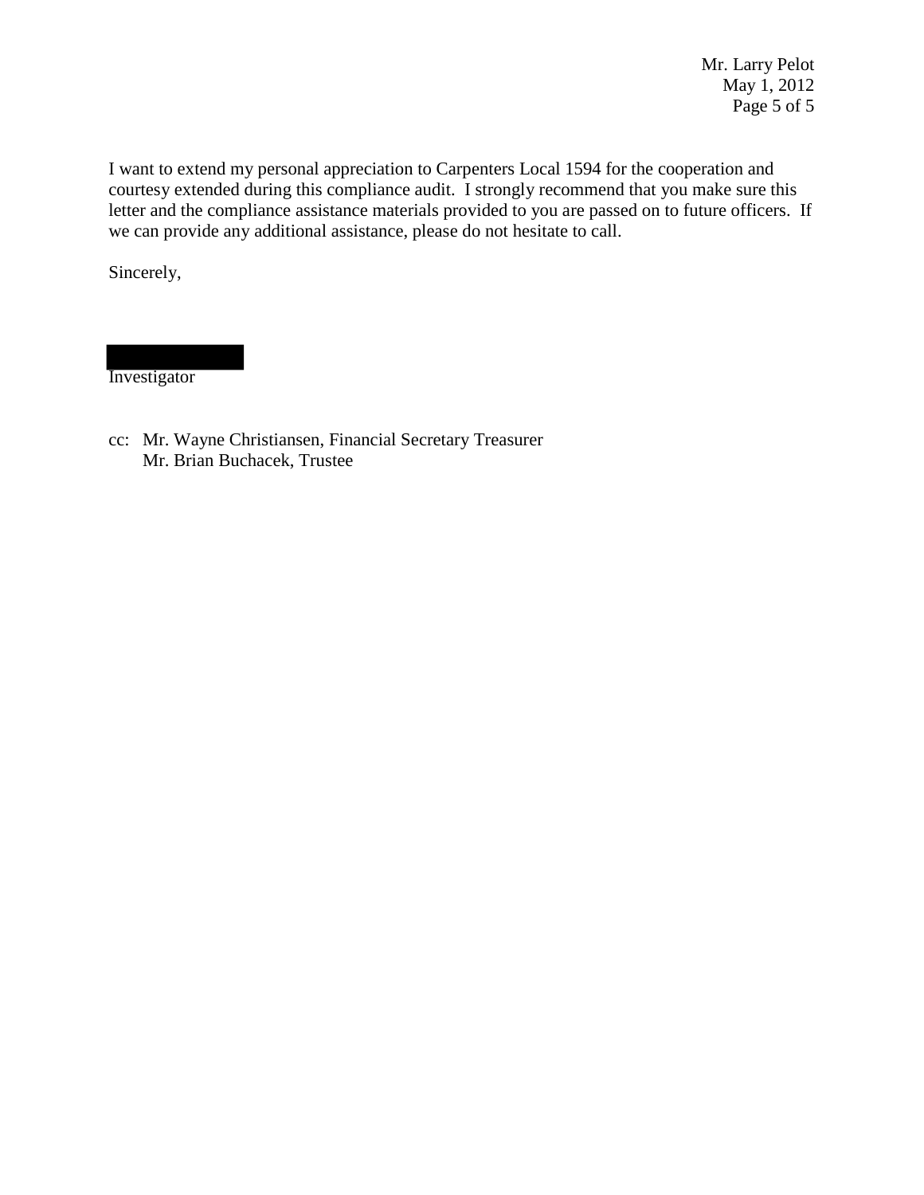I want to extend my personal appreciation to Carpenters Local 1594 for the cooperation and courtesy extended during this compliance audit. I strongly recommend that you make sure this letter and the compliance assistance materials provided to you are passed on to future officers. If we can provide any additional assistance, please do not hesitate to call.

Sincerely,

Investigator

cc: Mr. Wayne Christiansen, Financial Secretary Treasurer
Mr. Brian Buchacek, Trustee